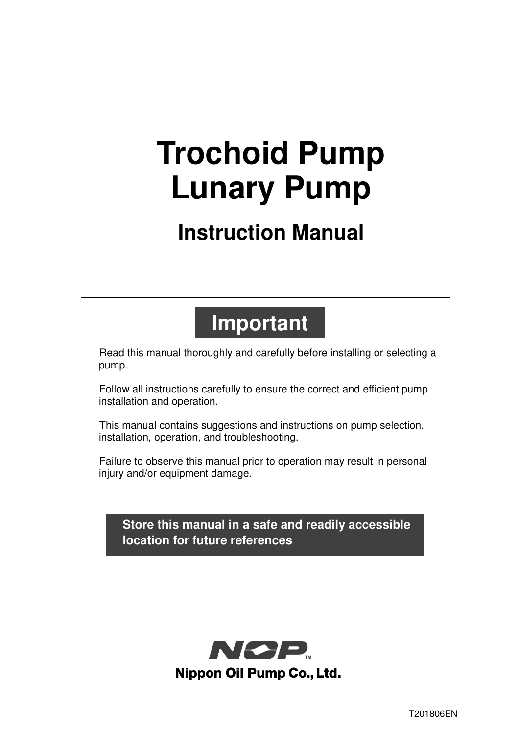# Trochoid Pump
# Lunary Pump

## Instruction Manual

**Important**

Read this manual thoroughly and carefully before installing or selecting a pump.

Follow all instructions carefully to ensure the correct and efficient pump installation and operation.

This manual contains suggestions and instructions on pump selection, installation, operation, and troubleshooting.

Failure to observe this manual prior to operation may result in personal injury and/or equipment damage.

**Store this manual in a safe and readily accessible location for future references**

NOP™

**Nippon Oil Pump Co., Ltd.**

T201806EN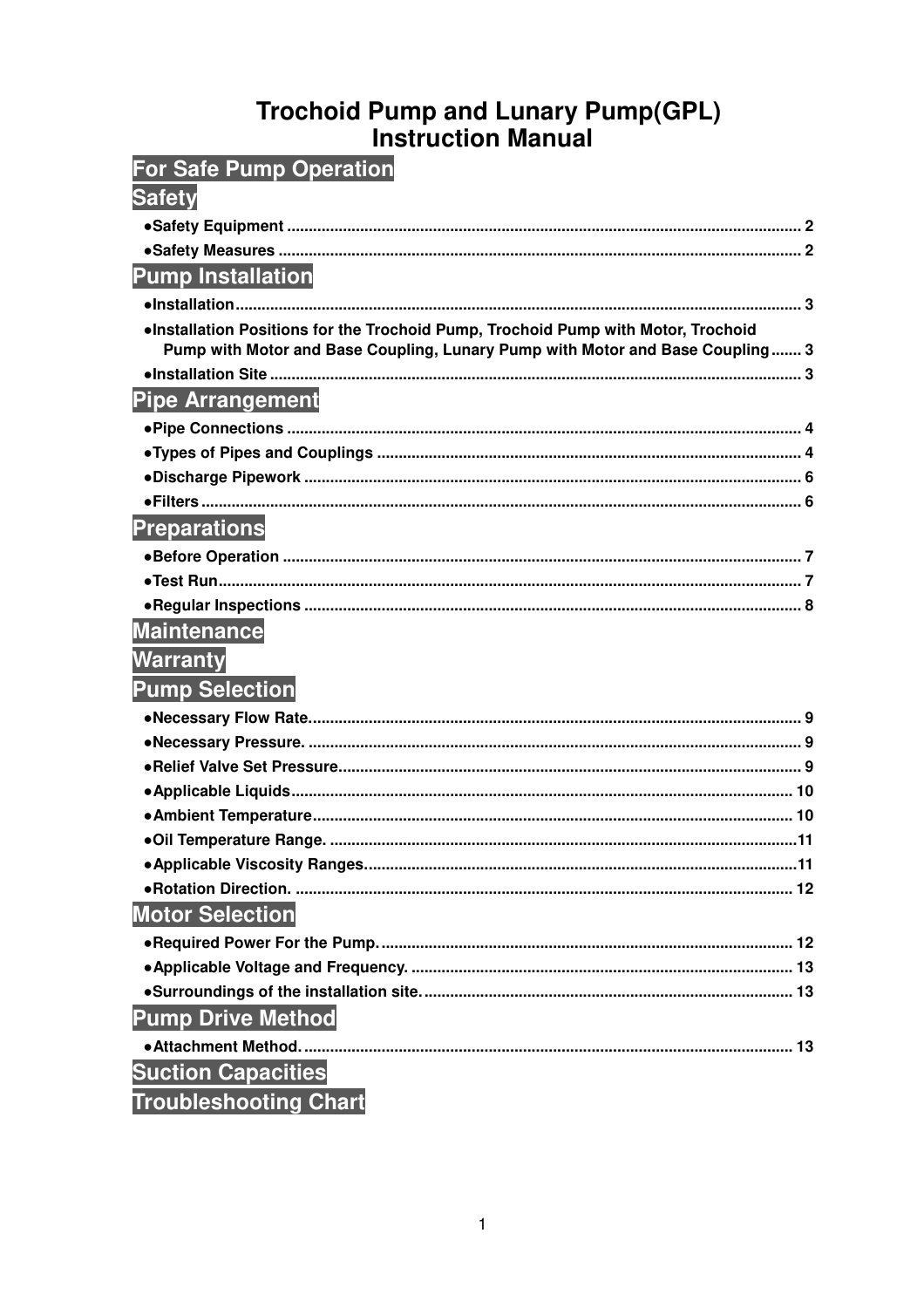# Trochoid Pump and Lunary Pump(GPL) Instruction Manual

## For Safe Pump Operation

## Safety

- ●Safety Equipment ........................................................................................................ 2
- ●Safety Measures .......................................................................................................... 2

## Pump Installation

- ●Installation.................................................................................................................... 3
- ●Installation Positions for the Trochoid Pump, Trochoid Pump with Motor, Trochoid Pump with Motor and Base Coupling, Lunary Pump with Motor and Base Coupling....... 3
- ●Installation Site ............................................................................................................ 3

## Pipe Arrangement

- ●Pipe Connections ......................................................................................................... 4
- ●Types of Pipes and Couplings ..................................................................................... 4
- ●Discharge Pipework ..................................................................................................... 6
- ●Filters ........................................................................................................................... 6

## Preparations

- ●Before Operation .......................................................................................................... 7
- ●Test Run........................................................................................................................ 7
- ●Regular Inspections ..................................................................................................... 8

## Maintenance

## Warranty

## Pump Selection

- ●Necessary Flow Rate.................................................................................................... 9
- ●Necessary Pressure. .................................................................................................... 9
- ●Relief Valve Set Pressure............................................................................................. 9
- ●Applicable Liquids...................................................................................................... 10
- ●Ambient Temperature................................................................................................. 10
- ●Oil Temperature Range. .............................................................................................11
- ●Applicable Viscosity Ranges.......................................................................................11
- ●Rotation Direction. ..................................................................................................... 12

## Motor Selection

- ●Required Power For the Pump. .................................................................................. 12
- ●Applicable Voltage and Frequency. ........................................................................... 13
- ●Surroundings of the installation site. ......................................................................... 13

## Pump Drive Method

- ●Attachment Method. ................................................................................................... 13

## Suction Capacities

## Troubleshooting Chart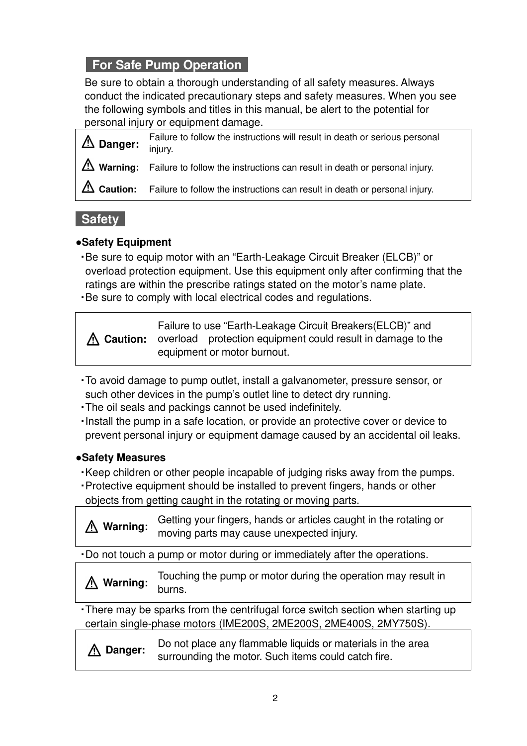## For Safe Pump Operation

Be sure to obtain a thorough understanding of all safety measures. Always conduct the indicated precautionary steps and safety measures. When you see the following symbols and titles in this manual, be alert to the potential for personal injury or equipment damage.

| | |
|---|---|
| ⚠ **Danger:** | Failure to follow the instructions will result in death or serious personal injury. |
| ⚠ **Warning:** | Failure to follow the instructions can result in death or personal injury. |
| ⚠ **Caution:** | Failure to follow the instructions can result in death or personal injury. |

## Safety

### ●Safety Equipment

・Be sure to equip motor with an "Earth-Leakage Circuit Breaker (ELCB)" or overload protection equipment. Use this equipment only after confirming that the ratings are within the prescribe ratings stated on the motor's name plate.
・Be sure to comply with local electrical codes and regulations.

| | |
|---|---|
| ⚠ **Caution:** | Failure to use "Earth-Leakage Circuit Breakers(ELCB)" and overload protection equipment could result in damage to the equipment or motor burnout. |

・To avoid damage to pump outlet, install a galvanometer, pressure sensor, or such other devices in the pump's outlet line to detect dry running.
・The oil seals and packings cannot be used indefinitely.
・Install the pump in a safe location, or provide an protective cover or device to prevent personal injury or equipment damage caused by an accidental oil leaks.

### ●Safety Measures

・Keep children or other people incapable of judging risks away from the pumps.
・Protective equipment should be installed to prevent fingers, hands or other objects from getting caught in the rotating or moving parts.

| | |
|---|---|
| ⚠ **Warning:** | Getting your fingers, hands or articles caught in the rotating or moving parts may cause unexpected injury. |

・Do not touch a pump or motor during or immediately after the operations.

| | |
|---|---|
| ⚠ **Warning:** | Touching the pump or motor during the operation may result in burns. |

・There may be sparks from the centrifugal force switch section when starting up certain single-phase motors (IME200S, 2ME200S, 2ME400S, 2MY750S).

| | |
|---|---|
| ⚠ **Danger:** | Do not place any flammable liquids or materials in the area surrounding the motor. Such items could catch fire. |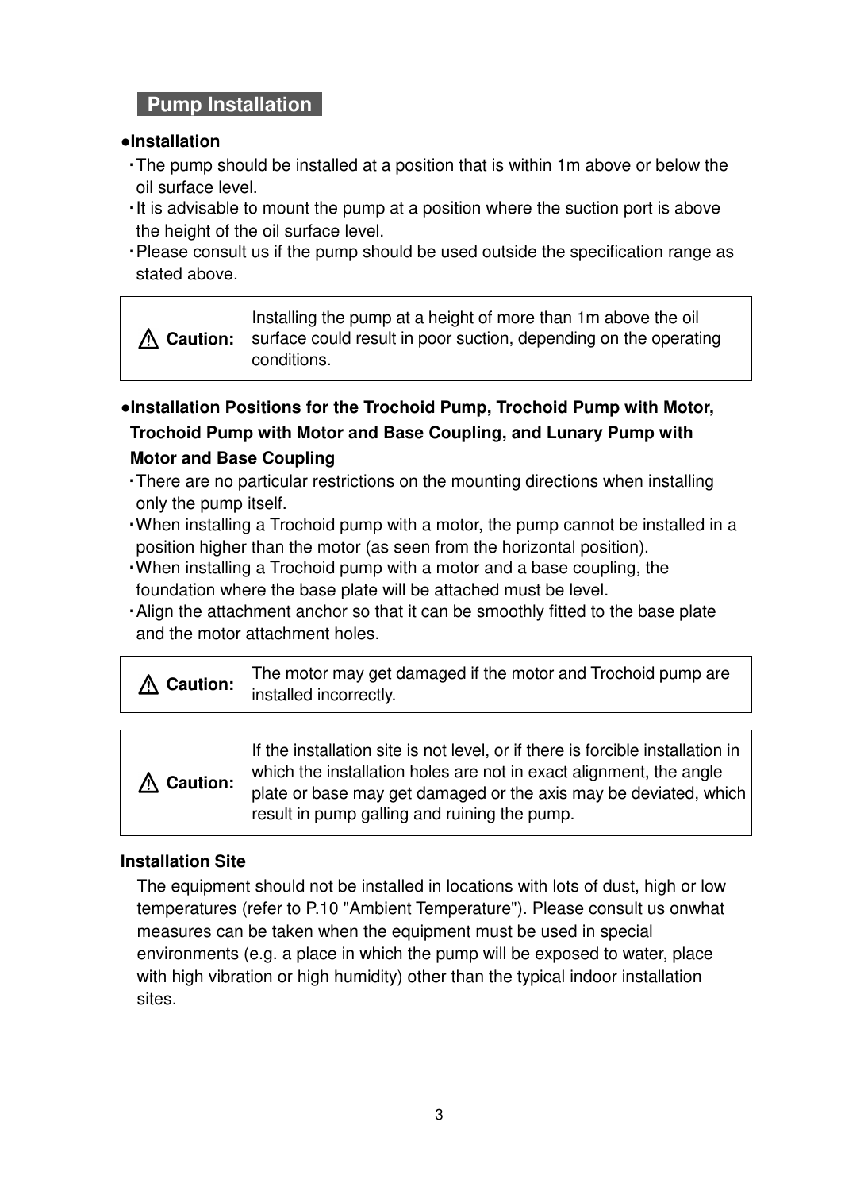## Pump Installation

**●Installation**

・The pump should be installed at a position that is within 1m above or below the oil surface level.
・It is advisable to mount the pump at a position where the suction port is above the height of the oil surface level.
・Please consult us if the pump should be used outside the specification range as stated above.

| ⚠ **Caution:** | Installing the pump at a height of more than 1m above the oil surface could result in poor suction, depending on the operating conditions. |
|---|---|

**●Installation Positions for the Trochoid Pump, Trochoid Pump with Motor, Trochoid Pump with Motor and Base Coupling, and Lunary Pump with Motor and Base Coupling**

・There are no particular restrictions on the mounting directions when installing only the pump itself.
・When installing a Trochoid pump with a motor, the pump cannot be installed in a position higher than the motor (as seen from the horizontal position).
・When installing a Trochoid pump with a motor and a base coupling, the foundation where the base plate will be attached must be level.
・Align the attachment anchor so that it can be smoothly fitted to the base plate and the motor attachment holes.

| ⚠ **Caution:** | The motor may get damaged if the motor and Trochoid pump are installed incorrectly. |
|---|---|

| ⚠ **Caution:** | If the installation site is not level, or if there is forcible installation in which the installation holes are not in exact alignment, the angle plate or base may get damaged or the axis may be deviated, which result in pump galling and ruining the pump. |
|---|---|

**Installation Site**

The equipment should not be installed in locations with lots of dust, high or low temperatures (refer to P.10 "Ambient Temperature"). Please consult us onwhat measures can be taken when the equipment must be used in special environments (e.g. a place in which the pump will be exposed to water, place with high vibration or high humidity) other than the typical indoor installation sites.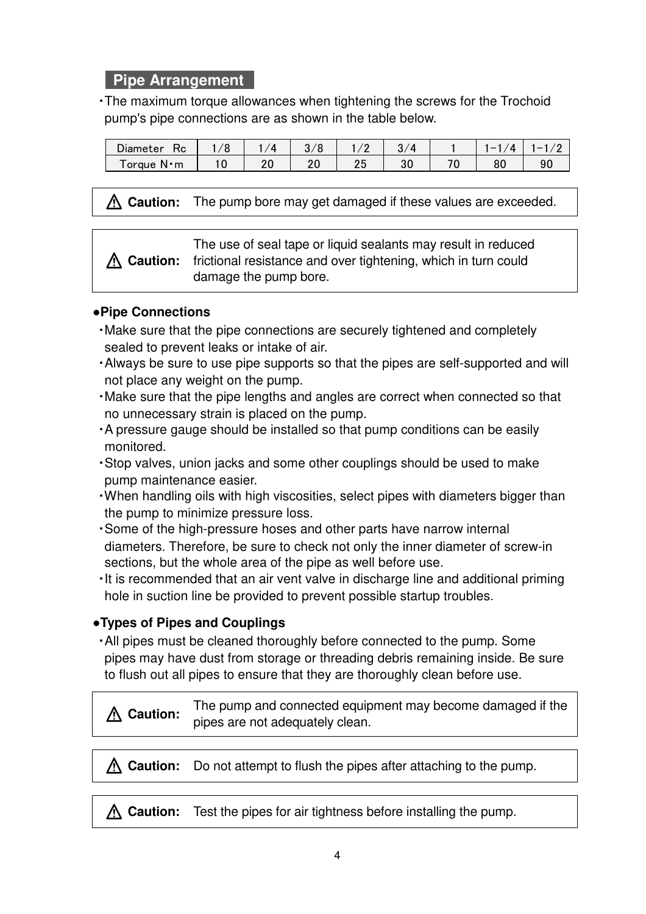## Pipe Arrangement

・The maximum torque allowances when tightening the screws for the Trochoid pump's pipe connections are as shown in the table below.

| Diameter Rc | 1/8 | 1/4 | 3/8 | 1/2 | 3/4 | 1 | 1-1/4 | 1-1/2 |
|---|---|---|---|---|---|---|---|---|
| Torque N・m | 10 | 20 | 20 | 25 | 30 | 70 | 80 | 90 |

| ⚠ **Caution:** | The pump bore may get damaged if these values are exceeded. |
|---|---|

| ⚠ **Caution:** | The use of seal tape or liquid sealants may result in reduced frictional resistance and over tightening, which in turn could damage the pump bore. |
|---|---|

**●Pipe Connections**

・Make sure that the pipe connections are securely tightened and completely sealed to prevent leaks or intake of air.
・Always be sure to use pipe supports so that the pipes are self-supported and will not place any weight on the pump.
・Make sure that the pipe lengths and angles are correct when connected so that no unnecessary strain is placed on the pump.
・A pressure gauge should be installed so that pump conditions can be easily monitored.
・Stop valves, union jacks and some other couplings should be used to make pump maintenance easier.
・When handling oils with high viscosities, select pipes with diameters bigger than the pump to minimize pressure loss.
・Some of the high-pressure hoses and other parts have narrow internal diameters. Therefore, be sure to check not only the inner diameter of screw-in sections, but the whole area of the pipe as well before use.
・It is recommended that an air vent valve in discharge line and additional priming hole in suction line be provided to prevent possible startup troubles.

**●Types of Pipes and Couplings**

・All pipes must be cleaned thoroughly before connected to the pump. Some pipes may have dust from storage or threading debris remaining inside. Be sure to flush out all pipes to ensure that they are thoroughly clean before use.

| ⚠ **Caution:** | The pump and connected equipment may become damaged if the pipes are not adequately clean. |
|---|---|

| ⚠ **Caution:** | Do not attempt to flush the pipes after attaching to the pump. |
|---|---|

| ⚠ **Caution:** | Test the pipes for air tightness before installing the pump. |
|---|---|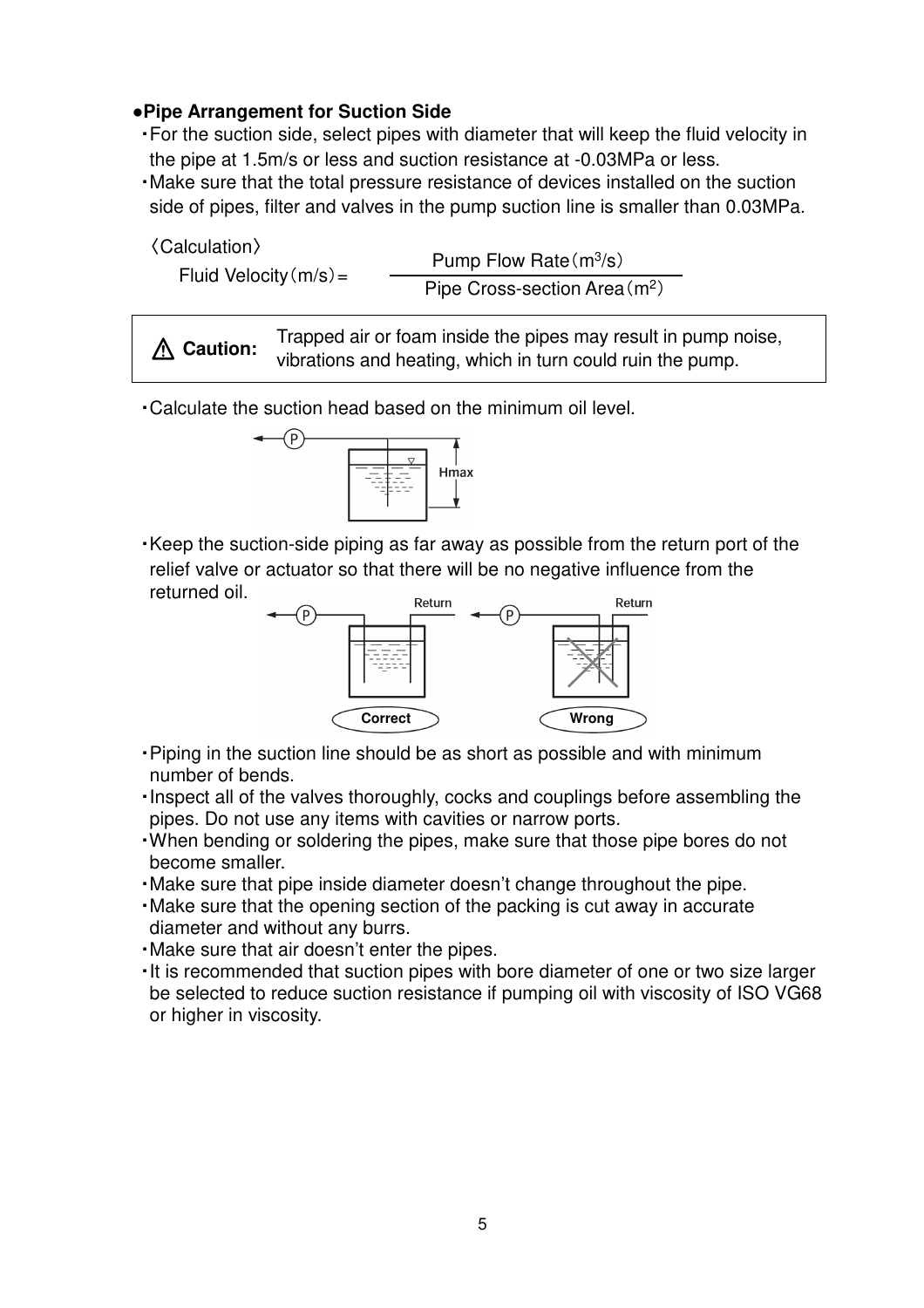**●Pipe Arrangement for Suction Side**

- For the suction side, select pipes with diameter that will keep the fluid velocity in the pipe at 1.5m/s or less and suction resistance at -0.03MPa or less.
- Make sure that the total pressure resistance of devices installed on the suction side of pipes, filter and valves in the pump suction line is smaller than 0.03MPa.

〈Calculation〉

$$\text{Fluid Velocity (m/s)} = \frac{\text{Pump Flow Rate (}m^3/s\text{)}}{\text{Pipe Cross-section Area (}m^2\text{)}}$$

> ⚠ **Caution:** Trapped air or foam inside the pipes may result in pump noise, vibrations and heating, which in turn could ruin the pump.

- Calculate the suction head based on the minimum oil level.

- Keep the suction-side piping as far away as possible from the return port of the relief valve or actuator so that there will be no negative influence from the returned oil.

- Piping in the suction line should be as short as possible and with minimum number of bends.
- Inspect all of the valves thoroughly, cocks and couplings before assembling the pipes. Do not use any items with cavities or narrow ports.
- When bending or soldering the pipes, make sure that those pipe bores do not become smaller.
- Make sure that pipe inside diameter doesn't change throughout the pipe.
- Make sure that the opening section of the packing is cut away in accurate diameter and without any burrs.
- Make sure that air doesn't enter the pipes.
- It is recommended that suction pipes with bore diameter of one or two size larger be selected to reduce suction resistance if pumping oil with viscosity of ISO VG68 or higher in viscosity.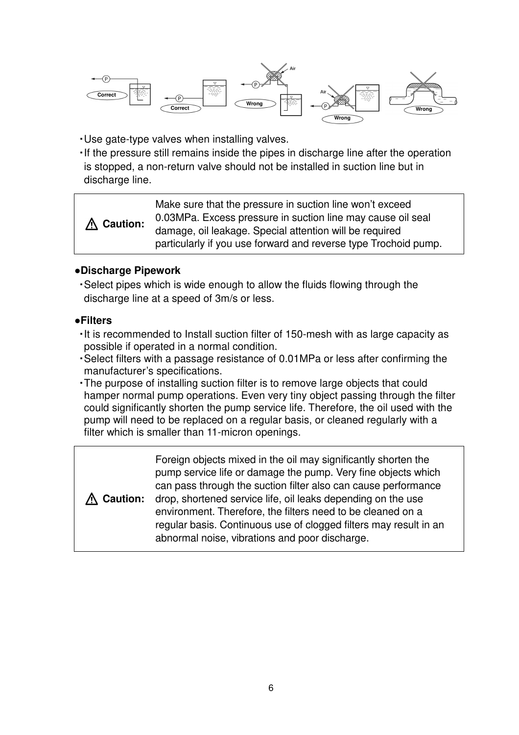Correct　Correct　Wrong　Wrong　Wrong

・Use gate-type valves when installing valves.
・If the pressure still remains inside the pipes in discharge line after the operation is stopped, a non-return valve should not be installed in suction line but in discharge line.

| ⚠ Caution: | Make sure that the pressure in suction line won't exceed 0.03MPa. Excess pressure in suction line may cause oil seal damage, oil leakage. Special attention will be required particularly if you use forward and reverse type Trochoid pump. |
|---|---|

**●Discharge Pipework**

・Select pipes which is wide enough to allow the fluids flowing through the discharge line at a speed of 3m/s or less.

**●Filters**

・It is recommended to Install suction filter of 150-mesh with as large capacity as possible if operated in a normal condition.
・Select filters with a passage resistance of 0.01MPa or less after confirming the manufacturer's specifications.
・The purpose of installing suction filter is to remove large objects that could hamper normal pump operations. Even very tiny object passing through the filter could significantly shorten the pump service life. Therefore, the oil used with the pump will need to be replaced on a regular basis, or cleaned regularly with a filter which is smaller than 11-micron openings.

| ⚠ Caution: | Foreign objects mixed in the oil may significantly shorten the pump service life or damage the pump. Very fine objects which can pass through the suction filter also can cause performance drop, shortened service life, oil leaks depending on the use environment. Therefore, the filters need to be cleaned on a regular basis. Continuous use of clogged filters may result in an abnormal noise, vibrations and poor discharge. |
|---|---|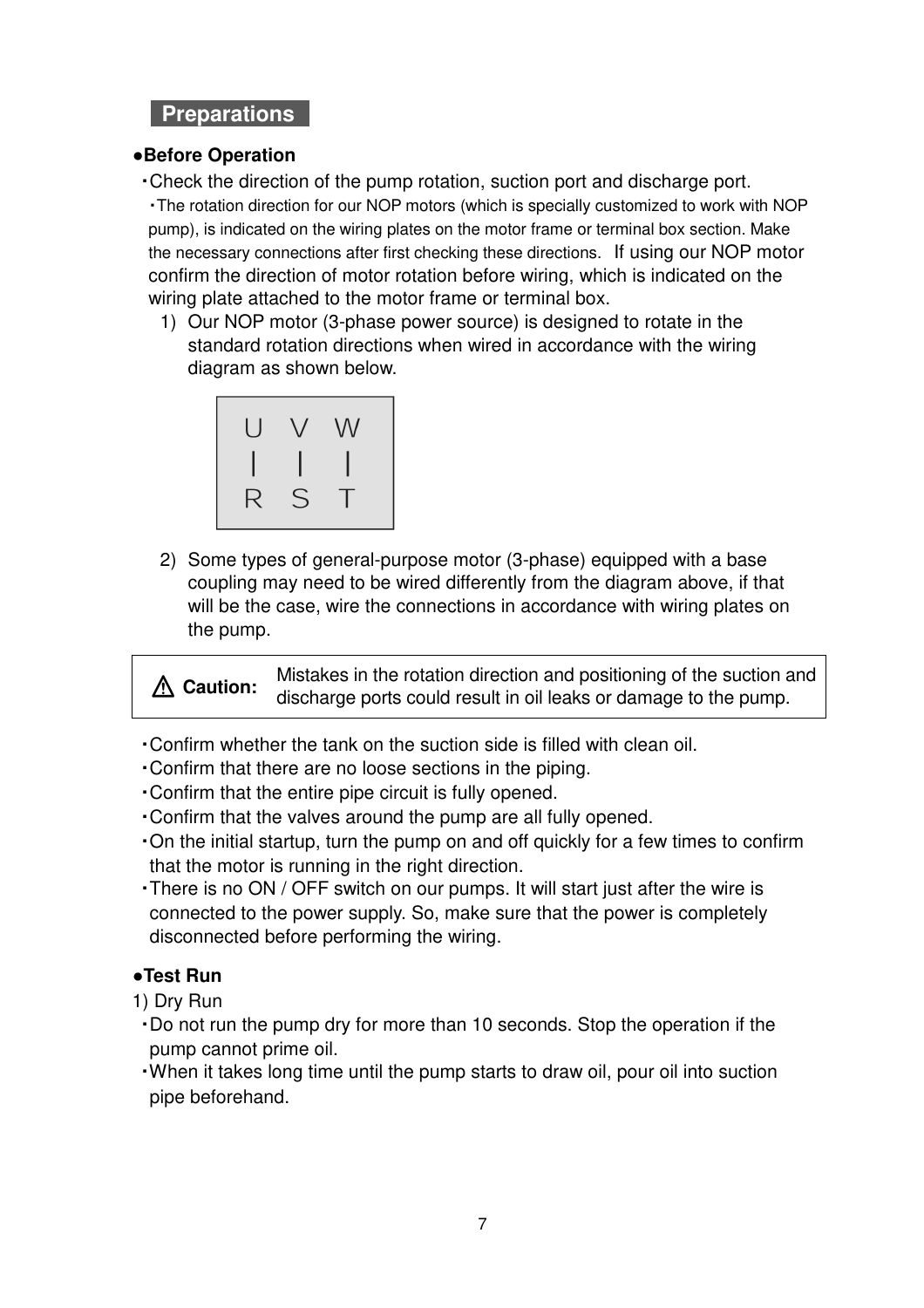## Preparations

**●Before Operation**

・Check the direction of the pump rotation, suction port and discharge port.

・The rotation direction for our NOP motors (which is specially customized to work with NOP pump), is indicated on the wiring plates on the motor frame or terminal box section. Make the necessary connections after first checking these directions. If using our NOP motor confirm the direction of motor rotation before wiring, which is indicated on the wiring plate attached to the motor frame or terminal box.

1) Our NOP motor (3-phase power source) is designed to rotate in the standard rotation directions when wired in accordance with the wiring diagram as shown below.

| U | V | W |
|---|---|---|
| \| | \| | \| |
| R | S | T |

2) Some types of general-purpose motor (3-phase) equipped with a base coupling may need to be wired differently from the diagram above, if that will be the case, wire the connections in accordance with wiring plates on the pump.

| ⚠ Caution: | Mistakes in the rotation direction and positioning of the suction and discharge ports could result in oil leaks or damage to the pump. |
|---|---|

・Confirm whether the tank on the suction side is filled with clean oil.
・Confirm that there are no loose sections in the piping.
・Confirm that the entire pipe circuit is fully opened.
・Confirm that the valves around the pump are all fully opened.
・On the initial startup, turn the pump on and off quickly for a few times to confirm that the motor is running in the right direction.
・There is no ON / OFF switch on our pumps. It will start just after the wire is connected to the power supply. So, make sure that the power is completely disconnected before performing the wiring.

**●Test Run**

1) Dry Run

・Do not run the pump dry for more than 10 seconds. Stop the operation if the pump cannot prime oil.
・When it takes long time until the pump starts to draw oil, pour oil into suction pipe beforehand.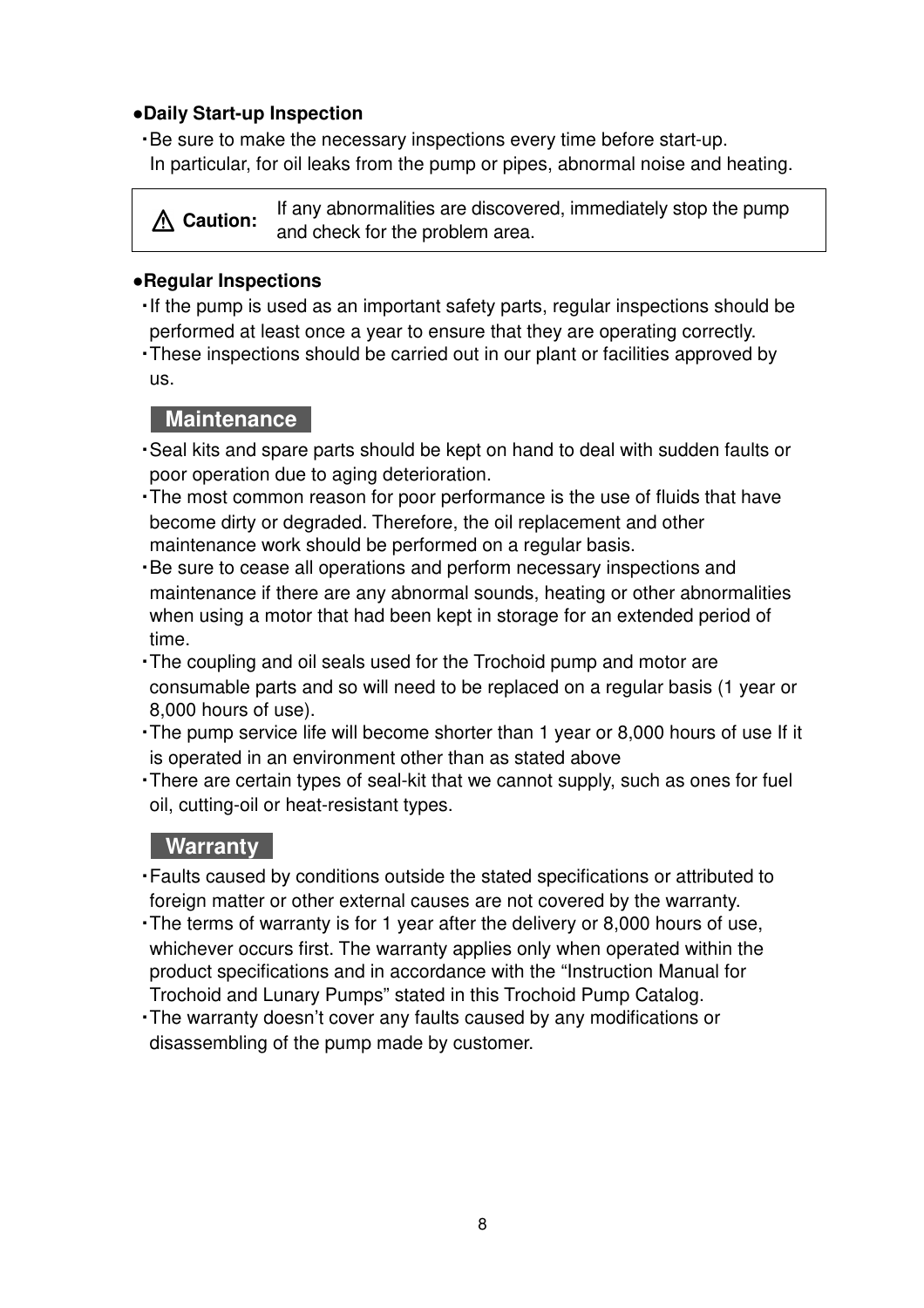**●Daily Start-up Inspection**

・Be sure to make the necessary inspections every time before start-up.
In particular, for oil leaks from the pump or pipes, abnormal noise and heating.

| ⚠ **Caution:** | If any abnormalities are discovered, immediately stop the pump and check for the problem area. |
|---|---|

**●Regular Inspections**

・If the pump is used as an important safety parts, regular inspections should be performed at least once a year to ensure that they are operating correctly.
・These inspections should be carried out in our plant or facilities approved by us.

## Maintenance

・Seal kits and spare parts should be kept on hand to deal with sudden faults or poor operation due to aging deterioration.
・The most common reason for poor performance is the use of fluids that have become dirty or degraded. Therefore, the oil replacement and other maintenance work should be performed on a regular basis.
・Be sure to cease all operations and perform necessary inspections and maintenance if there are any abnormal sounds, heating or other abnormalities when using a motor that had been kept in storage for an extended period of time.
・The coupling and oil seals used for the Trochoid pump and motor are consumable parts and so will need to be replaced on a regular basis (1 year or 8,000 hours of use).
・The pump service life will become shorter than 1 year or 8,000 hours of use If it is operated in an environment other than as stated above
・There are certain types of seal-kit that we cannot supply, such as ones for fuel oil, cutting-oil or heat-resistant types.

## Warranty

・Faults caused by conditions outside the stated specifications or attributed to foreign matter or other external causes are not covered by the warranty.
・The terms of warranty is for 1 year after the delivery or 8,000 hours of use, whichever occurs first. The warranty applies only when operated within the product specifications and in accordance with the "Instruction Manual for Trochoid and Lunary Pumps" stated in this Trochoid Pump Catalog.
・The warranty doesn't cover any faults caused by any modifications or disassembling of the pump made by customer.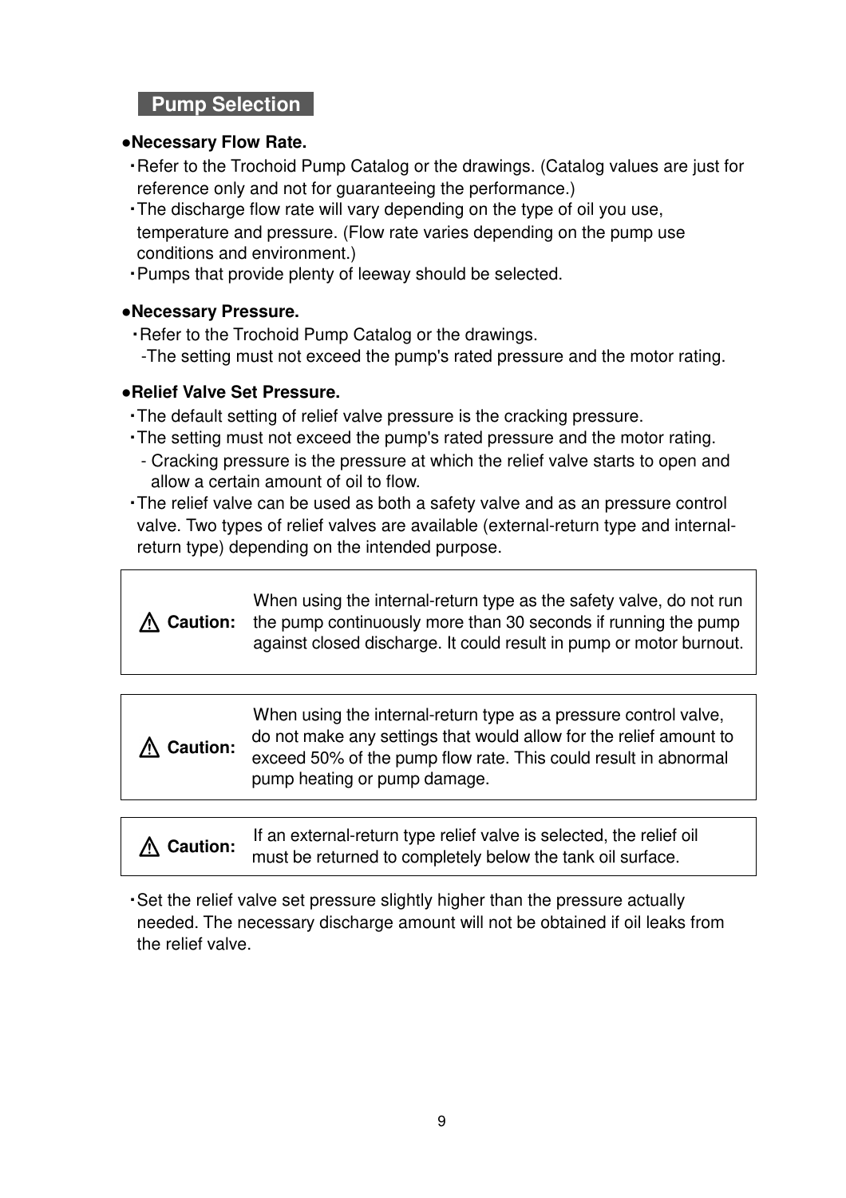## Pump Selection

**●Necessary Flow Rate.**

- Refer to the Trochoid Pump Catalog or the drawings. (Catalog values are just for reference only and not for guaranteeing the performance.)
- The discharge flow rate will vary depending on the type of oil you use, temperature and pressure. (Flow rate varies depending on the pump use conditions and environment.)
- Pumps that provide plenty of leeway should be selected.

**●Necessary Pressure.**

- Refer to the Trochoid Pump Catalog or the drawings.
  - The setting must not exceed the pump's rated pressure and the motor rating.

**●Relief Valve Set Pressure.**

- The default setting of relief valve pressure is the cracking pressure.
- The setting must not exceed the pump's rated pressure and the motor rating.
  - Cracking pressure is the pressure at which the relief valve starts to open and allow a certain amount of oil to flow.
- The relief valve can be used as both a safety valve and as an pressure control valve. Two types of relief valves are available (external-return type and internal-return type) depending on the intended purpose.

| | |
|---|---|
| ⚠ **Caution:** | When using the internal-return type as the safety valve, do not run the pump continuously more than 30 seconds if running the pump against closed discharge. It could result in pump or motor burnout. |

| | |
|---|---|
| ⚠ **Caution:** | When using the internal-return type as a pressure control valve, do not make any settings that would allow for the relief amount to exceed 50% of the pump flow rate. This could result in abnormal pump heating or pump damage. |

| | |
|---|---|
| ⚠ **Caution:** | If an external-return type relief valve is selected, the relief oil must be returned to completely below the tank oil surface. |

- Set the relief valve set pressure slightly higher than the pressure actually needed. The necessary discharge amount will not be obtained if oil leaks from the relief valve.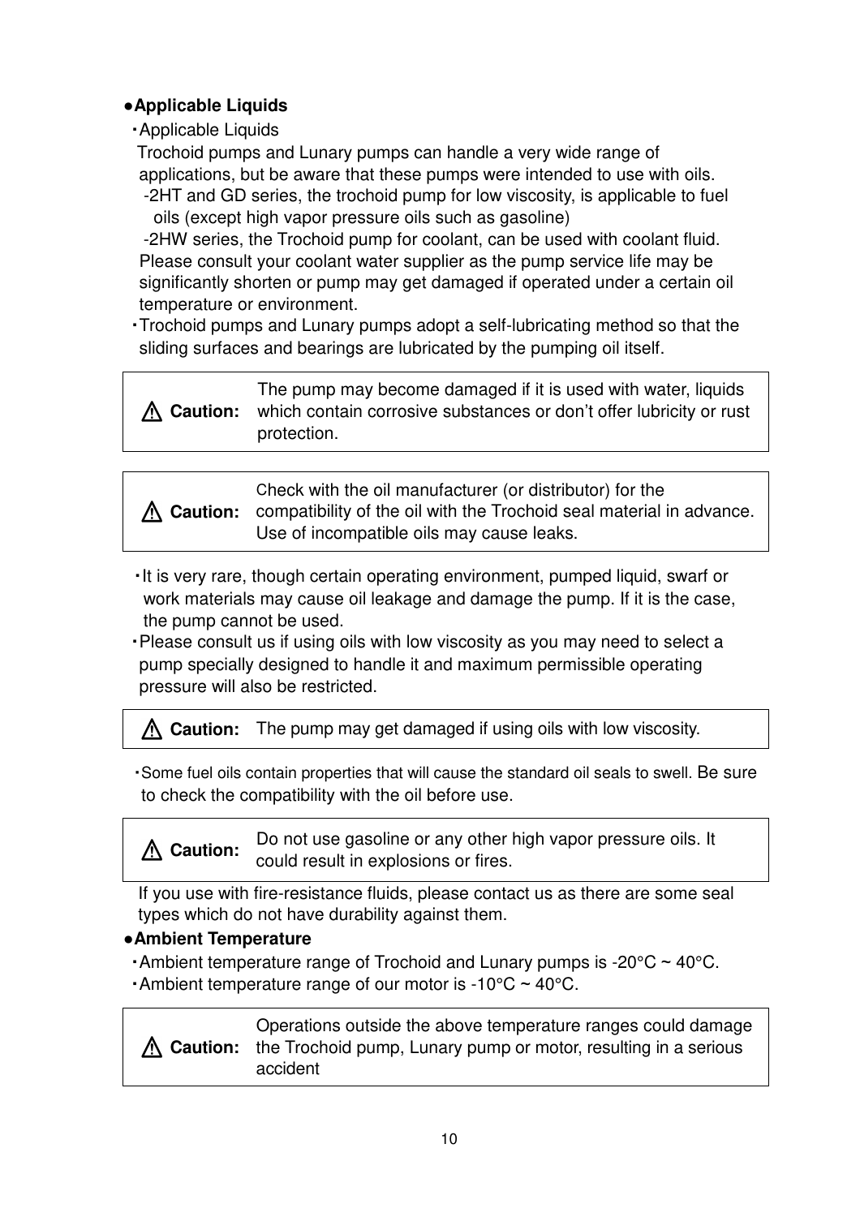## ●Applicable Liquids

・Applicable Liquids

Trochoid pumps and Lunary pumps can handle a very wide range of applications, but be aware that these pumps were intended to use with oils.

-2HT and GD series, the trochoid pump for low viscosity, is applicable to fuel oils (except high vapor pressure oils such as gasoline)

-2HW series, the Trochoid pump for coolant, can be used with coolant fluid. Please consult your coolant water supplier as the pump service life may be significantly shorten or pump may get damaged if operated under a certain oil temperature or environment.

・Trochoid pumps and Lunary pumps adopt a self-lubricating method so that the sliding surfaces and bearings are lubricated by the pumping oil itself.

| ⚠ **Caution:** | The pump may become damaged if it is used with water, liquids which contain corrosive substances or don't offer lubricity or rust protection. |
|---|---|

| ⚠ **Caution:** | Check with the oil manufacturer (or distributor) for the compatibility of the oil with the Trochoid seal material in advance. Use of incompatible oils may cause leaks. |
|---|---|

・It is very rare, though certain operating environment, pumped liquid, swarf or work materials may cause oil leakage and damage the pump. If it is the case, the pump cannot be used.

・Please consult us if using oils with low viscosity as you may need to select a pump specially designed to handle it and maximum permissible operating pressure will also be restricted.

| ⚠ **Caution:** | The pump may get damaged if using oils with low viscosity. |
|---|---|

・Some fuel oils contain properties that will cause the standard oil seals to swell. Be sure to check the compatibility with the oil before use.

| ⚠ **Caution:** | Do not use gasoline or any other high vapor pressure oils. It could result in explosions or fires. |
|---|---|

If you use with fire-resistance fluids, please contact us as there are some seal types which do not have durability against them.

## ●Ambient Temperature

・Ambient temperature range of Trochoid and Lunary pumps is -20°C ~ 40°C.

・Ambient temperature range of our motor is -10°C ~ 40°C.

| ⚠ **Caution:** | Operations outside the above temperature ranges could damage the Trochoid pump, Lunary pump or motor, resulting in a serious accident |
|---|---|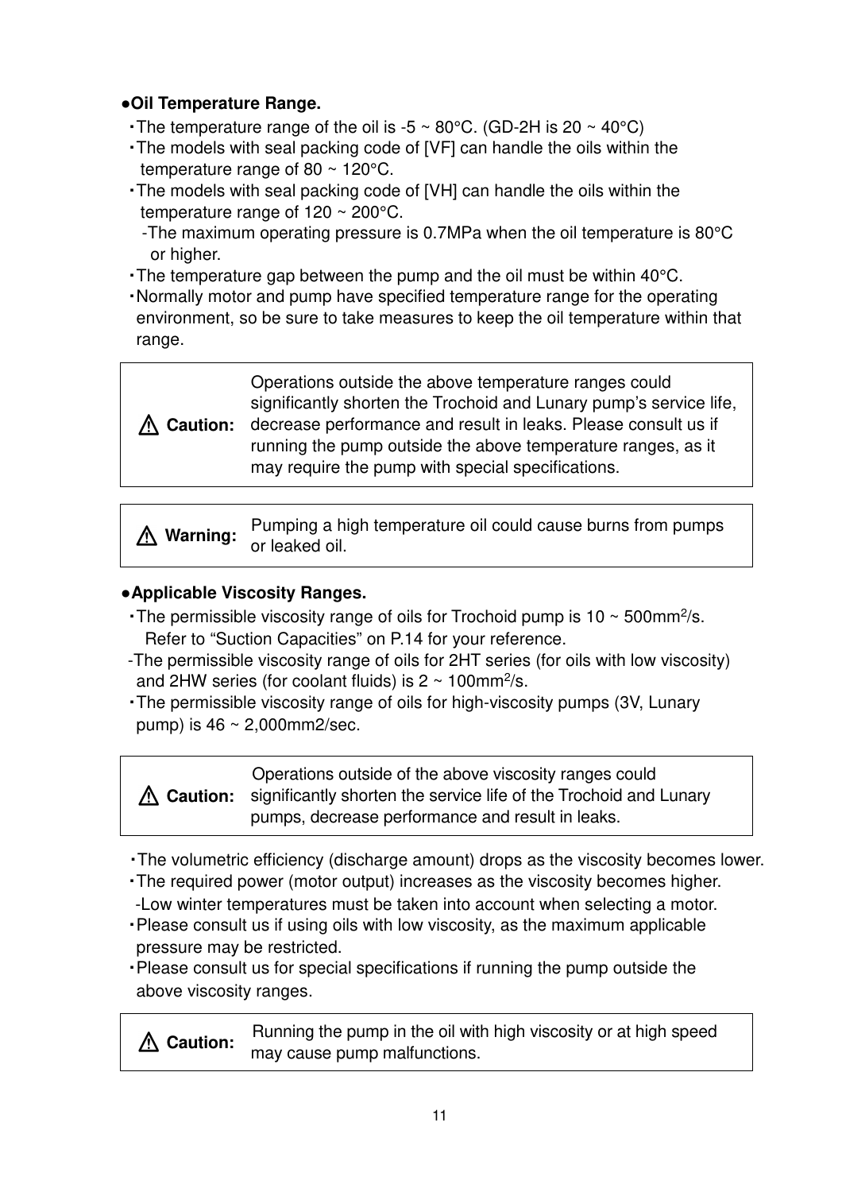**●Oil Temperature Range.**

- The temperature range of the oil is -5 ~ 80°C. (GD-2H is 20 ~ 40°C)
- The models with seal packing code of [VF] can handle the oils within the temperature range of 80 ~ 120°C.
- The models with seal packing code of [VH] can handle the oils within the temperature range of 120 ~ 200°C.
  - -The maximum operating pressure is 0.7MPa when the oil temperature is 80°C or higher.
- The temperature gap between the pump and the oil must be within 40°C.
- Normally motor and pump have specified temperature range for the operating environment, so be sure to take measures to keep the oil temperature within that range.

| ⚠ **Caution:** | Operations outside the above temperature ranges could significantly shorten the Trochoid and Lunary pump's service life, decrease performance and result in leaks. Please consult us if running the pump outside the above temperature ranges, as it may require the pump with special specifications. |
|---|---|

| ⚠ **Warning:** | Pumping a high temperature oil could cause burns from pumps or leaked oil. |
|---|---|

**●Applicable Viscosity Ranges.**

- The permissible viscosity range of oils for Trochoid pump is 10 ~ 500mm$^2$/s. Refer to "Suction Capacities" on P.14 for your reference.
  - -The permissible viscosity range of oils for 2HT series (for oils with low viscosity) and 2HW series (for coolant fluids) is 2 ~ 100mm$^2$/s.
- The permissible viscosity range of oils for high-viscosity pumps (3V, Lunary pump) is 46 ~ 2,000mm2/sec.

| ⚠ **Caution:** | Operations outside of the above viscosity ranges could significantly shorten the service life of the Trochoid and Lunary pumps, decrease performance and result in leaks. |
|---|---|

- The volumetric efficiency (discharge amount) drops as the viscosity becomes lower.
- The required power (motor output) increases as the viscosity becomes higher.
  - -Low winter temperatures must be taken into account when selecting a motor.
- Please consult us if using oils with low viscosity, as the maximum applicable pressure may be restricted.
- Please consult us for special specifications if running the pump outside the above viscosity ranges.

| ⚠ **Caution:** | Running the pump in the oil with high viscosity or at high speed may cause pump malfunctions. |
|---|---|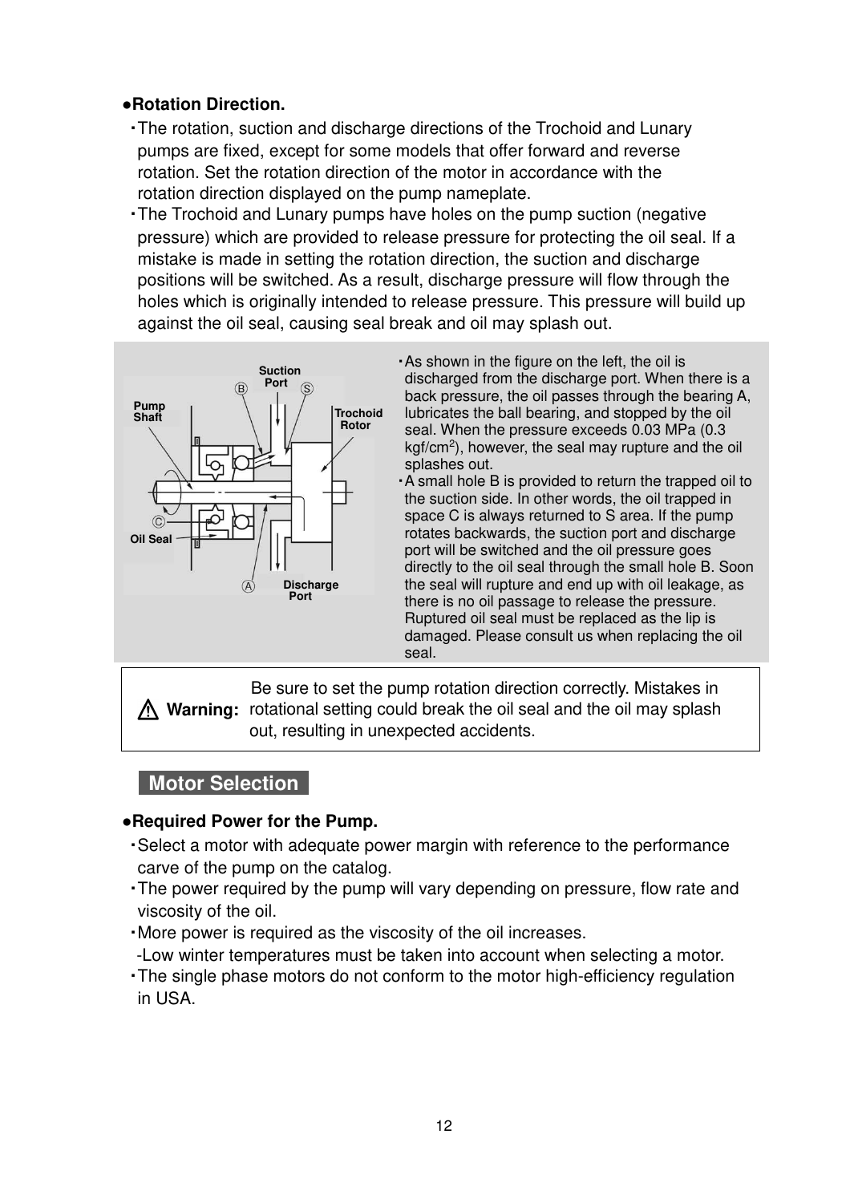**●Rotation Direction.**

- The rotation, suction and discharge directions of the Trochoid and Lunary pumps are fixed, except for some models that offer forward and reverse rotation. Set the rotation direction of the motor in accordance with the rotation direction displayed on the pump nameplate.
- The Trochoid and Lunary pumps have holes on the pump suction (negative pressure) which are provided to release pressure for protecting the oil seal. If a mistake is made in setting the rotation direction, the suction and discharge positions will be switched. As a result, discharge pressure will flow through the holes which is originally intended to release pressure. This pressure will build up against the oil seal, causing seal break and oil may splash out.

Suction Port, Ⓑ, Ⓢ, Pump Shaft, Trochoid Rotor, Ⓒ, Oil Seal, Ⓐ, Discharge Port

- As shown in the figure on the left, the oil is discharged from the discharge port. When there is a back pressure, the oil passes through the bearing A, lubricates the ball bearing, and stopped by the oil seal. When the pressure exceeds 0.03 MPa (0.3 kgf/cm$^2$), however, the seal may rupture and the oil splashes out.
- A small hole B is provided to return the trapped oil to the suction side. In other words, the oil trapped in space C is always returned to S area. If the pump rotates backwards, the suction port and discharge port will be switched and the oil pressure goes directly to the oil seal through the small hole B. Soon the seal will rupture and end up with oil leakage, as there is no oil passage to release the pressure. Ruptured oil seal must be replaced as the lip is damaged. Please consult us when replacing the oil seal.

⚠ **Warning:** Be sure to set the pump rotation direction correctly. Mistakes in rotational setting could break the oil seal and the oil may splash out, resulting in unexpected accidents.

## Motor Selection

**●Required Power for the Pump.**

- Select a motor with adequate power margin with reference to the performance carve of the pump on the catalog.
- The power required by the pump will vary depending on pressure, flow rate and viscosity of the oil.
- More power is required as the viscosity of the oil increases.
  -Low winter temperatures must be taken into account when selecting a motor.
- The single phase motors do not conform to the motor high-efficiency regulation in USA.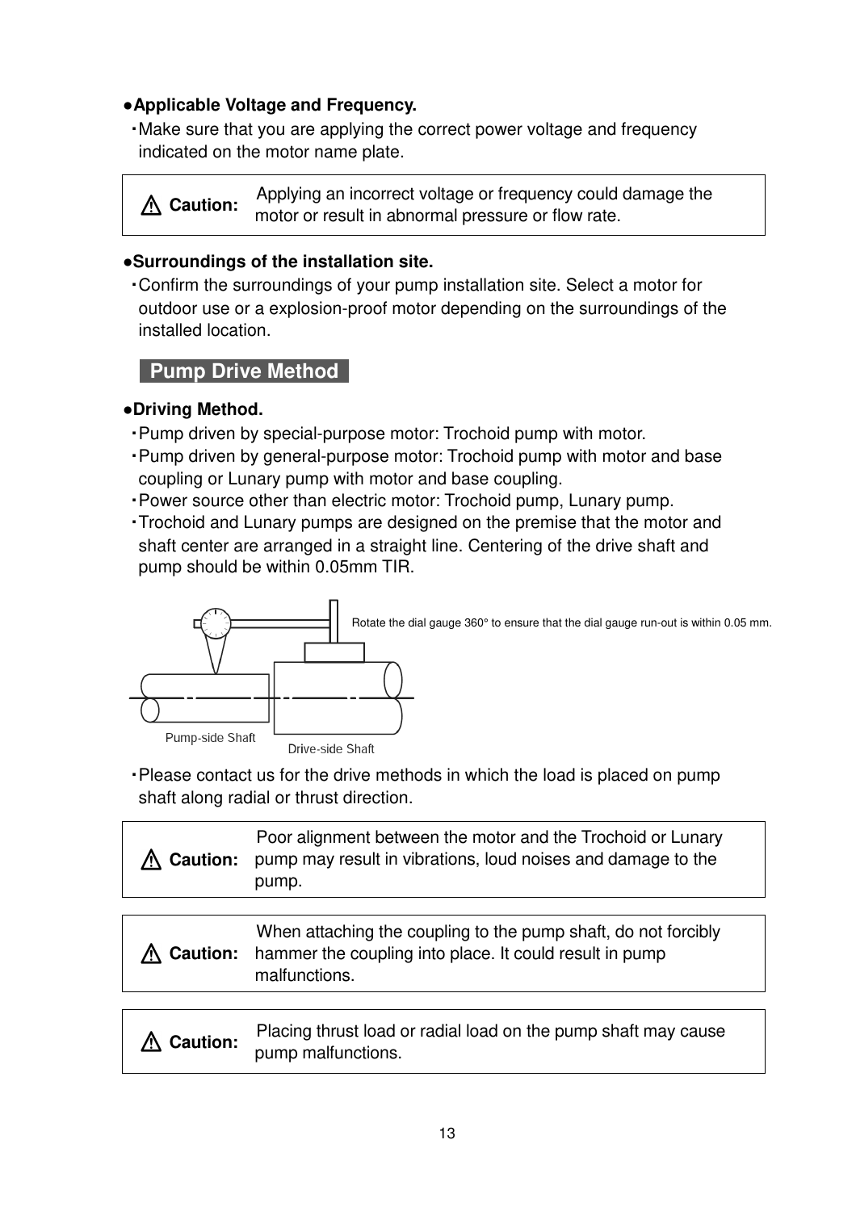**●Applicable Voltage and Frequency.**

・Make sure that you are applying the correct power voltage and frequency indicated on the motor name plate.

| ⚠ **Caution:** | Applying an incorrect voltage or frequency could damage the motor or result in abnormal pressure or flow rate. |
|---|---|

**●Surroundings of the installation site.**

・Confirm the surroundings of your pump installation site. Select a motor for outdoor use or a explosion-proof motor depending on the surroundings of the installed location.

## Pump Drive Method

**●Driving Method.**

・Pump driven by special-purpose motor: Trochoid pump with motor.

・Pump driven by general-purpose motor: Trochoid pump with motor and base coupling or Lunary pump with motor and base coupling.

・Power source other than electric motor: Trochoid pump, Lunary pump.

・Trochoid and Lunary pumps are designed on the premise that the motor and shaft center are arranged in a straight line. Centering of the drive shaft and pump should be within 0.05mm TIR.

Rotate the dial gauge 360° to ensure that the dial gauge run-out is within 0.05 mm.

Pump-side Shaft

Drive-side Shaft

・Please contact us for the drive methods in which the load is placed on pump shaft along radial or thrust direction.

| ⚠ **Caution:** | Poor alignment between the motor and the Trochoid or Lunary pump may result in vibrations, loud noises and damage to the pump. |
|---|---|

| ⚠ **Caution:** | When attaching the coupling to the pump shaft, do not forcibly hammer the coupling into place. It could result in pump malfunctions. |
|---|---|

| ⚠ **Caution:** | Placing thrust load or radial load on the pump shaft may cause pump malfunctions. |
|---|---|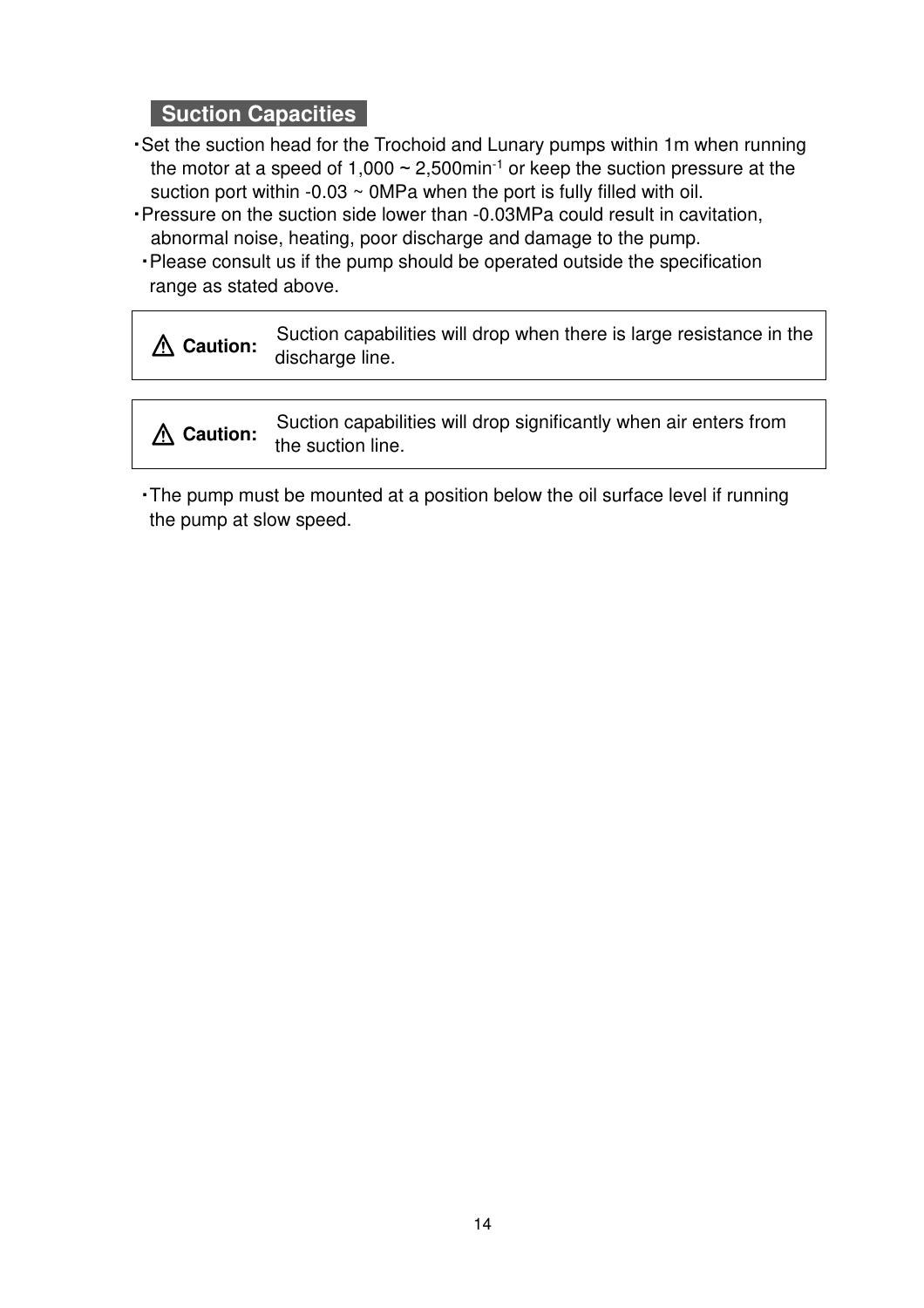## Suction Capacities

- Set the suction head for the Trochoid and Lunary pumps within 1m when running the motor at a speed of 1,000 ~ 2,500min$^{-1}$ or keep the suction pressure at the suction port within -0.03 ~ 0MPa when the port is fully filled with oil.
- Pressure on the suction side lower than -0.03MPa could result in cavitation, abnormal noise, heating, poor discharge and damage to the pump.
- Please consult us if the pump should be operated outside the specification range as stated above.

| ⚠ **Caution:** | Suction capabilities will drop when there is large resistance in the discharge line. |
|---|---|

| ⚠ **Caution:** | Suction capabilities will drop significantly when air enters from the suction line. |
|---|---|

- The pump must be mounted at a position below the oil surface level if running the pump at slow speed.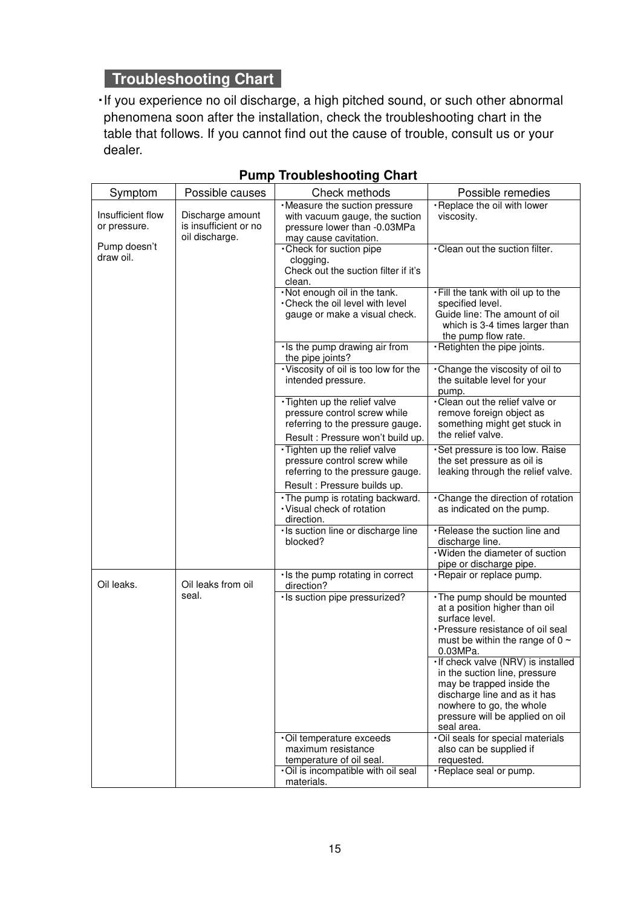## Troubleshooting Chart

・If you experience no oil discharge, a high pitched sound, or such other abnormal phenomena soon after the installation, check the troubleshooting chart in the table that follows. If you cannot find out the cause of trouble, consult us or your dealer.

**Pump Troubleshooting Chart**

| Symptom | Possible causes | Check methods | Possible remedies |
|---|---|---|---|
| Insufficient flow or pressure.<br><br>Pump doesn't draw oil. | Discharge amount is insufficient or no oil discharge. | ・Measure the suction pressure with vacuum gauge, the suction pressure lower than -0.03MPa may cause cavitation. | ・Replace the oil with lower viscosity. |
| | | ・Check for suction pipe clogging.<br>Check out the suction filter if it's clean. | ・Clean out the suction filter. |
| | | ・Not enough oil in the tank.<br>・Check the oil level with level gauge or make a visual check. | ・Fill the tank with oil up to the specified level.<br>Guide line: The amount of oil which is 3-4 times larger than the pump flow rate. |
| | | ・Is the pump drawing air from the pipe joints? | ・Retighten the pipe joints. |
| | | ・Viscosity of oil is too low for the intended pressure. | ・Change the viscosity of oil to the suitable level for your pump. |
| | | ・Tighten up the relief valve pressure control screw while referring to the pressure gauge.<br>Result : Pressure won't build up. | ・Clean out the relief valve or remove foreign object as something might get stuck in the relief valve. |
| | | ・Tighten up the relief valve pressure control screw while referring to the pressure gauge.<br>Result : Pressure builds up. | ・Set pressure is too low. Raise the set pressure as oil is leaking through the relief valve. |
| | | ・The pump is rotating backward.<br>・Visual check of rotation direction. | ・Change the direction of rotation as indicated on the pump. |
| | | ・Is suction line or discharge line blocked? | ・Release the suction line and discharge line. |
| | | | ・Widen the diameter of suction pipe or discharge pipe. |
| Oil leaks. | Oil leaks from oil seal. | ・Is the pump rotating in correct direction? | ・Repair or replace pump. |
| | | ・Is suction pipe pressurized? | ・The pump should be mounted at a position higher than oil surface level.<br>・Pressure resistance of oil seal must be within the range of 0 ~ 0.03MPa. |
| | | | ・If check valve (NRV) is installed in the suction line, pressure may be trapped inside the discharge line and as it has nowhere to go, the whole pressure will be applied on oil seal area. |
| | | ・Oil temperature exceeds maximum resistance temperature of oil seal. | ・Oil seals for special materials also can be supplied if requested. |
| | | ・Oil is incompatible with oil seal materials. | ・Replace seal or pump. |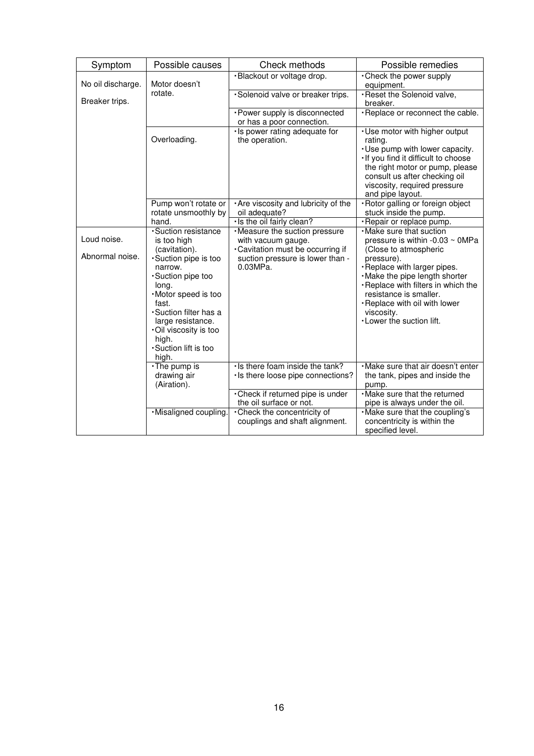| Symptom | Possible causes | Check methods | Possible remedies |
|---|---|---|---|
| No oil discharge.<br><br>Breaker trips. | Motor doesn't rotate. | ・Blackout or voltage drop. | ・Check the power supply equipment. |
| | | ・Solenoid valve or breaker trips. | ・Reset the Solenoid valve, breaker. |
| | | ・Power supply is disconnected or has a poor connection. | ・Replace or reconnect the cable. |
| | Overloading. | ・Is power rating adequate for the operation. | ・Use motor with higher output rating.<br>・Use pump with lower capacity.<br>・If you find it difficult to choose the right motor or pump, please consult us after checking oil viscosity, required pressure and pipe layout. |
| | Pump won't rotate or rotate unsmoothly by hand. | ・Are viscosity and lubricity of the oil adequate? | ・Rotor galling or foreign object stuck inside the pump. |
| | | ・Is the oil fairly clean? | ・Repair or replace pump. |
| Loud noise.<br><br>Abnormal noise. | ・Suction resistance is too high (cavitation).<br>・Suction pipe is too narrow.<br>・Suction pipe too long.<br>・Motor speed is too fast.<br>・Suction filter has a large resistance.<br>・Oil viscosity is too high.<br>・Suction lift is too high. | ・Measure the suction pressure with vacuum gauge.<br>・Cavitation must be occurring if suction pressure is lower than -0.03MPa. | ・Make sure that suction pressure is within -0.03 ~ 0MPa (Close to atmospheric pressure).<br>・Replace with larger pipes.<br>・Make the pipe length shorter<br>・Replace with filters in which the resistance is smaller.<br>・Replace with oil with lower viscosity.<br>・Lower the suction lift. |
| | ・The pump is drawing air (Airation). | ・Is there foam inside the tank?<br>・Is there loose pipe connections? | ・Make sure that air doesn't enter the tank, pipes and inside the pump. |
| | | ・Check if returned pipe is under the oil surface or not. | ・Make sure that the returned pipe is always under the oil. |
| | ・Misaligned coupling. | ・Check the concentricity of couplings and shaft alignment. | ・Make sure that the coupling's concentricity is within the specified level. |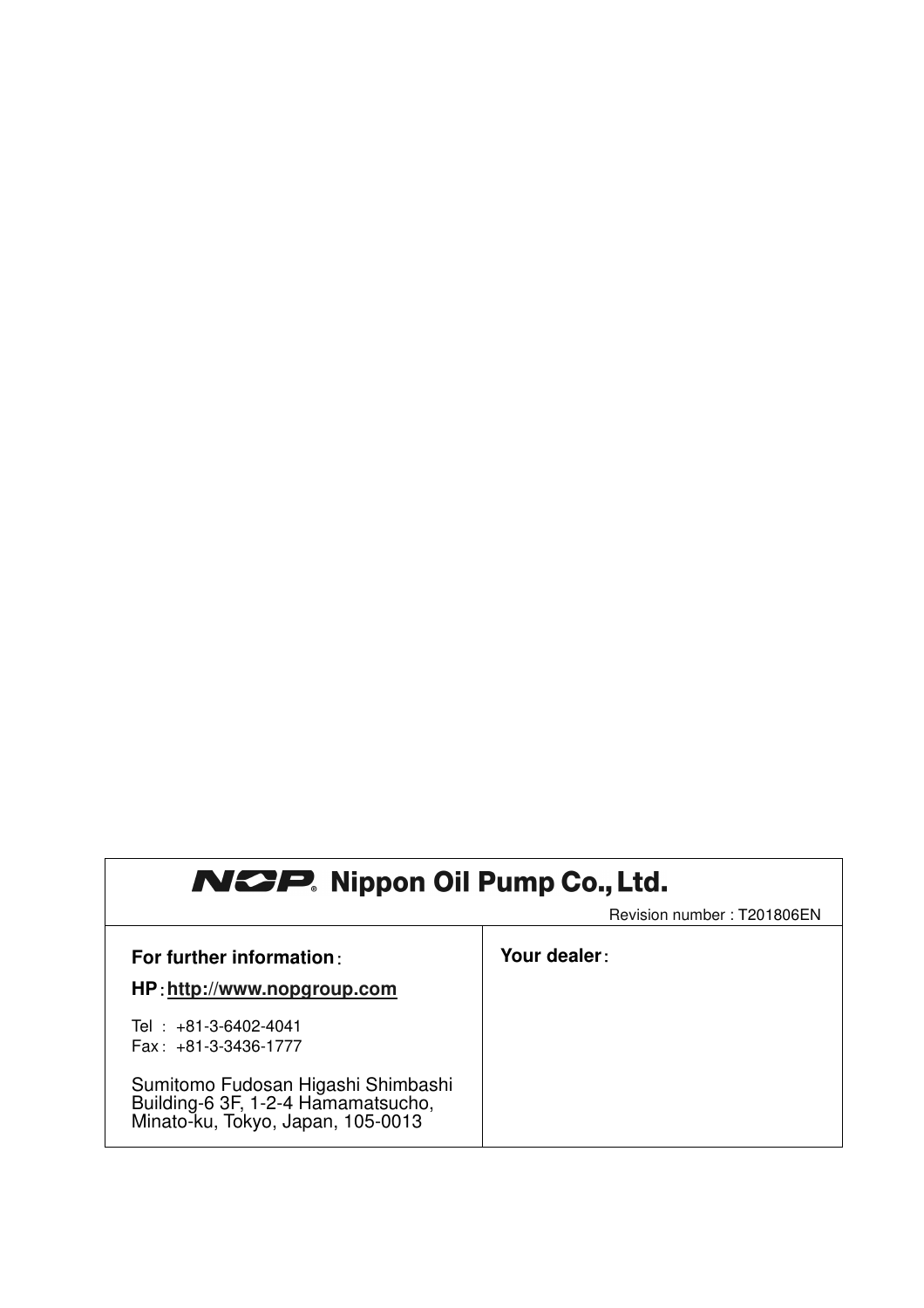**NOP® Nippon Oil Pump Co., Ltd.**

Revision number : T201806EN

**For further information**：

**HP**：**http://www.nopgroup.com**

Tel ： +81-3-6402-4041
Fax： +81-3-3436-1777

Sumitomo Fudosan Higashi Shimbashi Building-6 3F, 1-2-4 Hamamatsucho, Minato-ku, Tokyo, Japan, 105-0013

**Your dealer**：